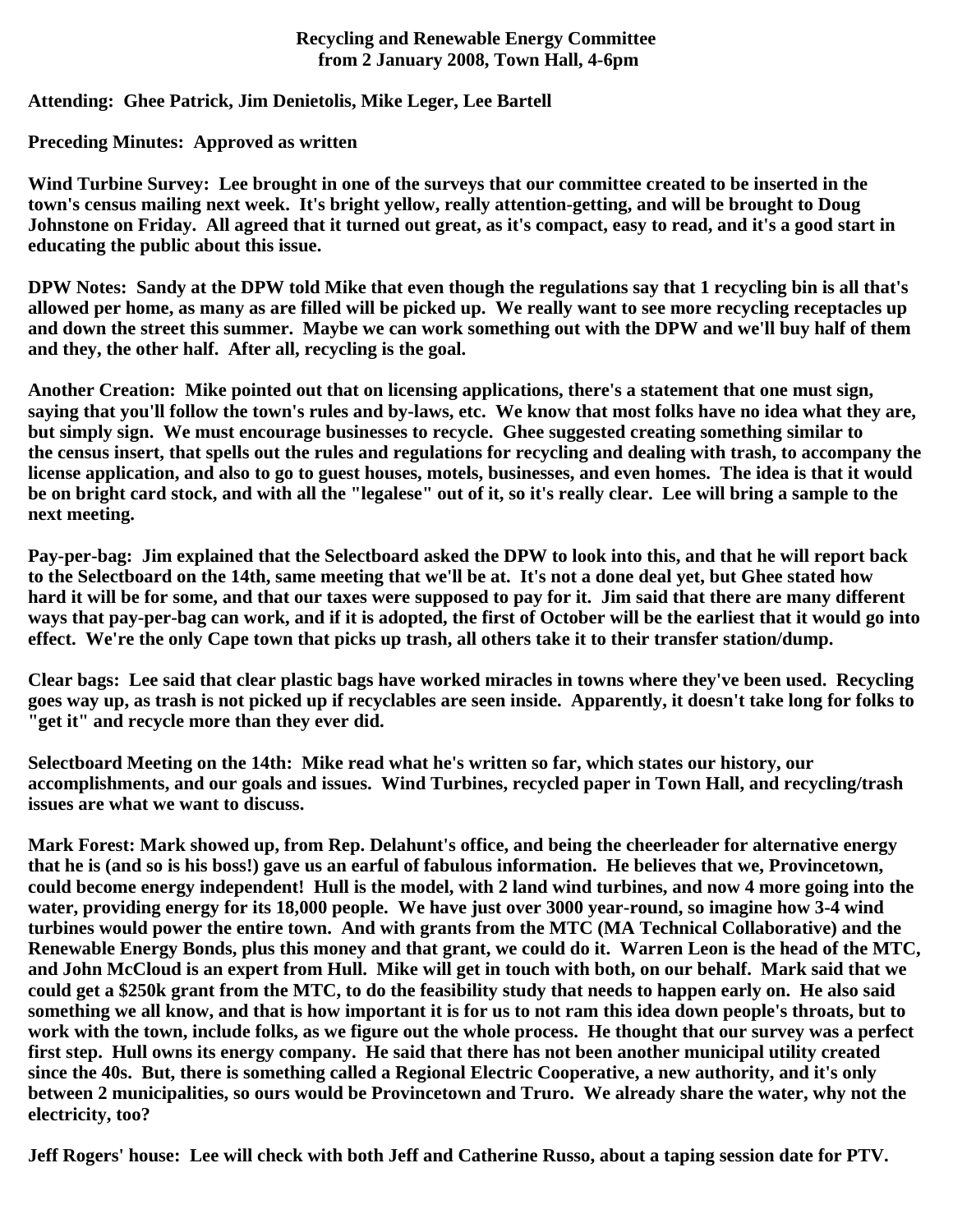**Recycling and Renewable Energy Committee**
**from 2 January 2008, Town Hall, 4-6pm**

**Attending: Ghee Patrick, Jim Denietolis, Mike Leger, Lee Bartell**

**Preceding Minutes: Approved as written**

**Wind Turbine Survey: Lee brought in one of the surveys that our committee created to be inserted in the town's census mailing next week. It's bright yellow, really attention-getting, and will be brought to Doug Johnstone on Friday. All agreed that it turned out great, as it's compact, easy to read, and it's a good start in educating the public about this issue.**

**DPW Notes: Sandy at the DPW told Mike that even though the regulations say that 1 recycling bin is all that's allowed per home, as many as are filled will be picked up. We really want to see more recycling receptacles up and down the street this summer. Maybe we can work something out with the DPW and we'll buy half of them and they, the other half. After all, recycling is the goal.**

**Another Creation: Mike pointed out that on licensing applications, there's a statement that one must sign, saying that you'll follow the town's rules and by-laws, etc. We know that most folks have no idea what they are, but simply sign. We must encourage businesses to recycle. Ghee suggested creating something similar to the census insert, that spells out the rules and regulations for recycling and dealing with trash, to accompany the license application, and also to go to guest houses, motels, businesses, and even homes. The idea is that it would be on bright card stock, and with all the "legalese" out of it, so it's really clear. Lee will bring a sample to the next meeting.**

**Pay-per-bag: Jim explained that the Selectboard asked the DPW to look into this, and that he will report back to the Selectboard on the 14th, same meeting that we'll be at. It's not a done deal yet, but Ghee stated how hard it will be for some, and that our taxes were supposed to pay for it. Jim said that there are many different ways that pay-per-bag can work, and if it is adopted, the first of October will be the earliest that it would go into effect. We're the only Cape town that picks up trash, all others take it to their transfer station/dump.**

**Clear bags: Lee said that clear plastic bags have worked miracles in towns where they've been used. Recycling goes way up, as trash is not picked up if recyclables are seen inside. Apparently, it doesn't take long for folks to "get it" and recycle more than they ever did.**

**Selectboard Meeting on the 14th: Mike read what he's written so far, which states our history, our accomplishments, and our goals and issues. Wind Turbines, recycled paper in Town Hall, and recycling/trash issues are what we want to discuss.**

**Mark Forest: Mark showed up, from Rep. Delahunt's office, and being the cheerleader for alternative energy that he is (and so is his boss!) gave us an earful of fabulous information. He believes that we, Provincetown, could become energy independent! Hull is the model, with 2 land wind turbines, and now 4 more going into the water, providing energy for its 18,000 people. We have just over 3000 year-round, so imagine how 3-4 wind turbines would power the entire town. And with grants from the MTC (MA Technical Collaborative) and the Renewable Energy Bonds, plus this money and that grant, we could do it. Warren Leon is the head of the MTC, and John McCloud is an expert from Hull. Mike will get in touch with both, on our behalf. Mark said that we could get a $250k grant from the MTC, to do the feasibility study that needs to happen early on. He also said something we all know, and that is how important it is for us to not ram this idea down people's throats, but to work with the town, include folks, as we figure out the whole process. He thought that our survey was a perfect first step. Hull owns its energy company. He said that there has not been another municipal utility created since the 40s. But, there is something called a Regional Electric Cooperative, a new authority, and it's only between 2 municipalities, so ours would be Provincetown and Truro. We already share the water, why not the electricity, too?**

**Jeff Rogers' house: Lee will check with both Jeff and Catherine Russo, about a taping session date for PTV.**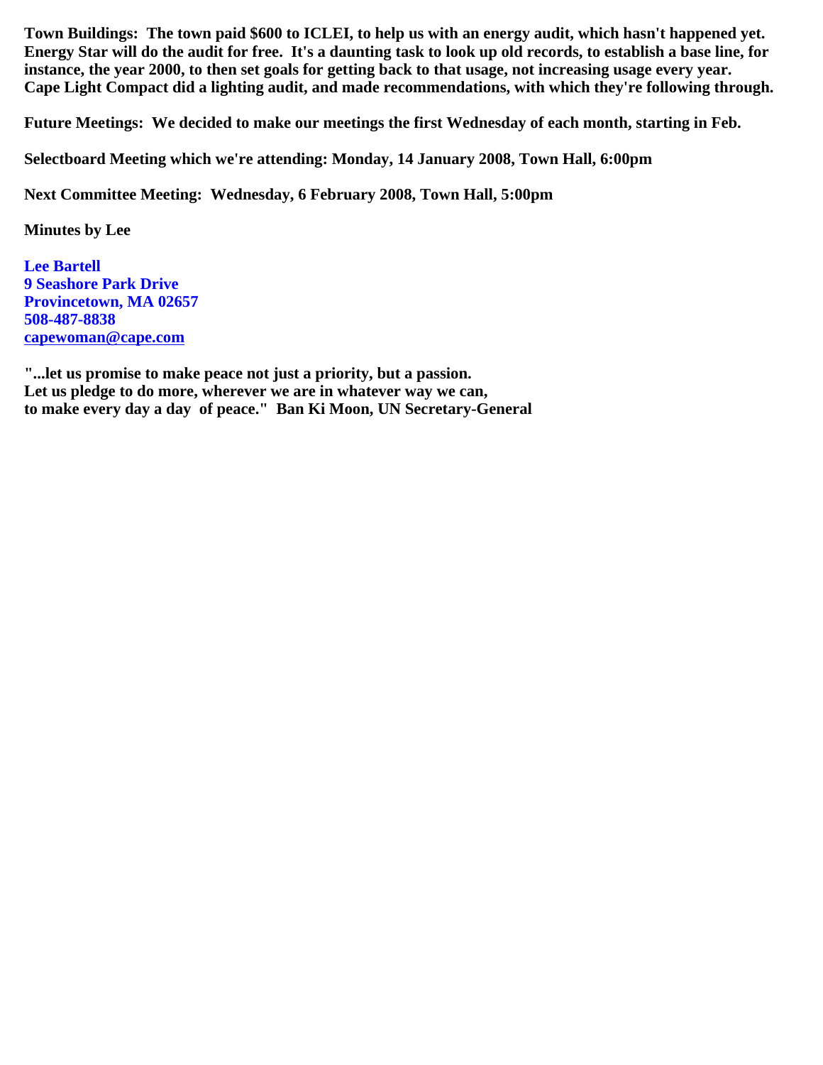**Town Buildings: The town paid $600 to ICLEI, to help us with an energy audit, which hasn't happened yet. Energy Star will do the audit for free. It's a daunting task to look up old records, to establish a base line, for instance, the year 2000, to then set goals for getting back to that usage, not increasing usage every year. Cape Light Compact did a lighting audit, and made recommendations, with which they're following through.**

**Future Meetings: We decided to make our meetings the first Wednesday of each month, starting in Feb.**

**Selectboard Meeting which we're attending: Monday, 14 January 2008, Town Hall, 6:00pm**

**Next Committee Meeting: Wednesday, 6 February 2008, Town Hall, 5:00pm**

**Minutes by Lee**

**Lee Bartell**
**9 Seashore Park Drive**
**Provincetown, MA 02657**
**508-487-8838**
**capewoman@cape.com**

**"...let us promise to make peace not just a priority, but a passion.**
**Let us pledge to do more, wherever we are in whatever way we can,**
**to make every day a day of peace." Ban Ki Moon, UN Secretary-General**